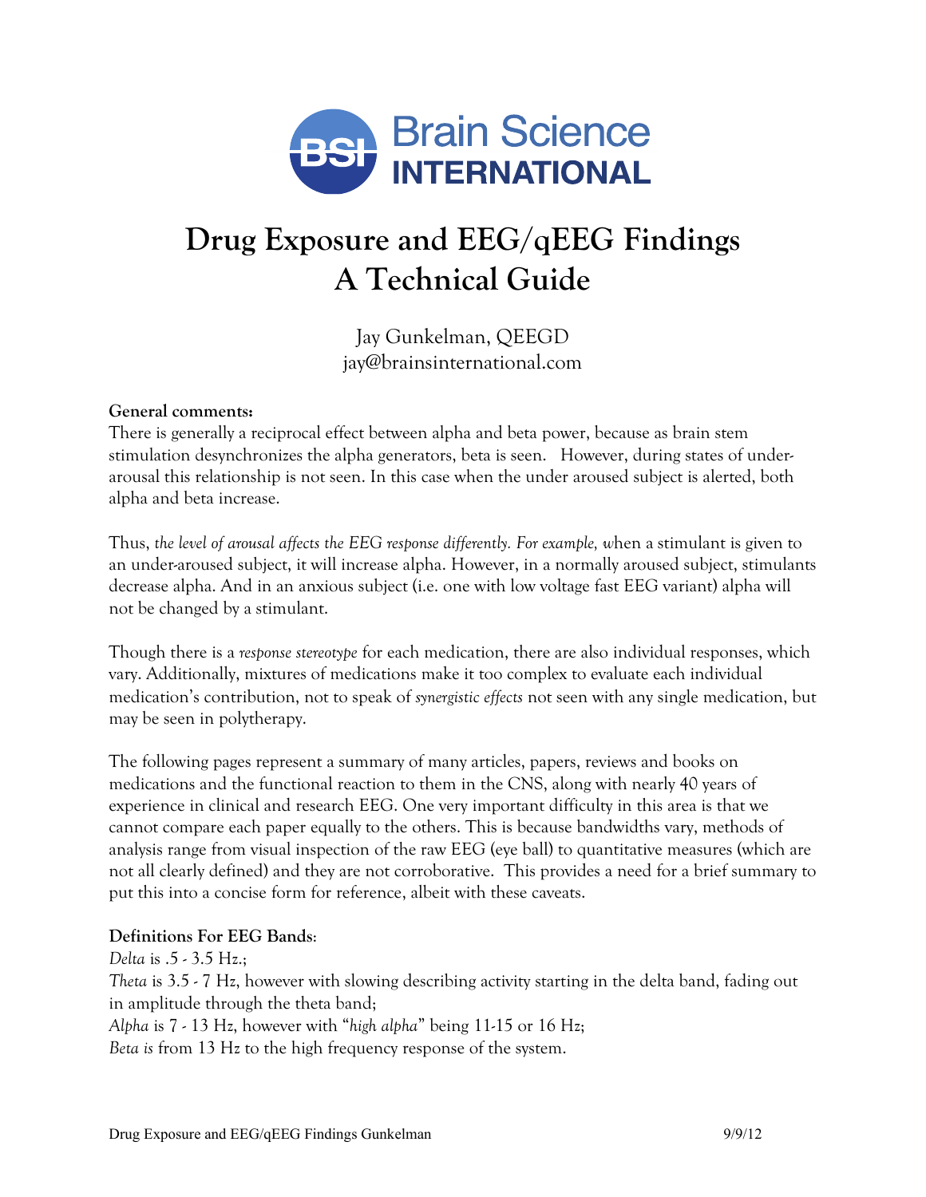Brain Science INTERNATIONAL

# Drug Exposure and EEG/qEEG Findings
# A Technical Guide

Jay Gunkelman, QEEGD
jay@brainsinternational.com

**General comments:**
There is generally a reciprocal effect between alpha and beta power, because as brain stem stimulation desynchronizes the alpha generators, beta is seen. However, during states of under-arousal this relationship is not seen. In this case when the under aroused subject is alerted, both alpha and beta increase.

Thus, *the level of arousal affects the EEG response differently. For example, w*hen a stimulant is given to an under-aroused subject, it will increase alpha. However, in a normally aroused subject, stimulants decrease alpha. And in an anxious subject (i.e. one with low voltage fast EEG variant) alpha will not be changed by a stimulant.

Though there is a *response stereotype* for each medication, there are also individual responses, which vary. Additionally, mixtures of medications make it too complex to evaluate each individual medication's contribution, not to speak of *synergistic effects* not seen with any single medication, but may be seen in polytherapy.

The following pages represent a summary of many articles, papers, reviews and books on medications and the functional reaction to them in the CNS, along with nearly 40 years of experience in clinical and research EEG. One very important difficulty in this area is that we cannot compare each paper equally to the others. This is because bandwidths vary, methods of analysis range from visual inspection of the raw EEG (eye ball) to quantitative measures (which are not all clearly defined) and they are not corroborative. This provides a need for a brief summary to put this into a concise form for reference, albeit with these caveats.

**Definitions For EEG Bands**:
*Delta* is .5 - 3.5 Hz.;
*Theta* is 3.5 - 7 Hz, however with slowing describing activity starting in the delta band, fading out in amplitude through the theta band;
*Alpha* is 7 - 13 Hz, however with "*high alpha*" being 11-15 or 16 Hz;
*Beta is* from 13 Hz to the high frequency response of the system.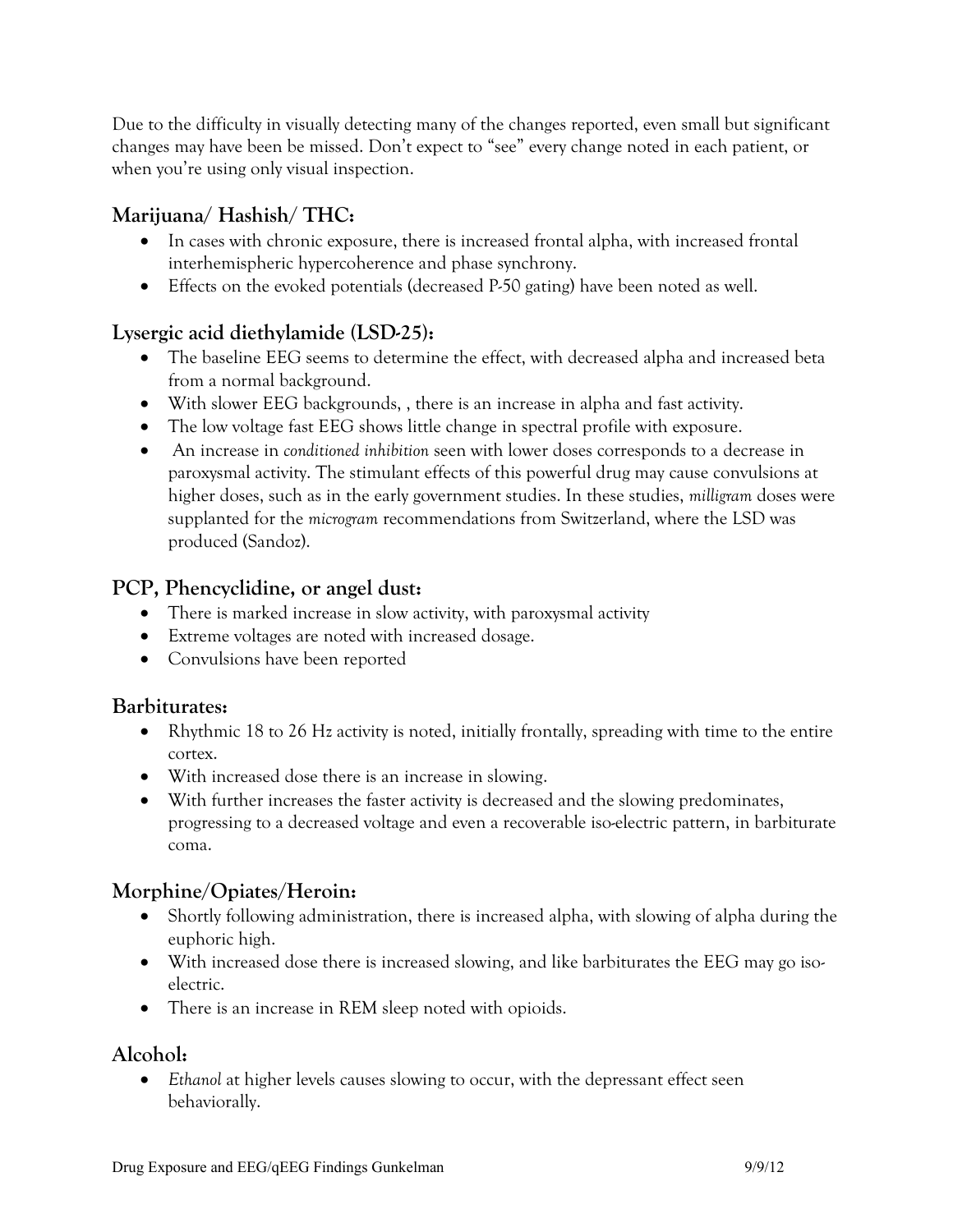Due to the difficulty in visually detecting many of the changes reported, even small but significant changes may have been be missed. Don't expect to "see" every change noted in each patient, or when you're using only visual inspection.

## Marijuana/ Hashish/ THC:

- In cases with chronic exposure, there is increased frontal alpha, with increased frontal interhemispheric hypercoherence and phase synchrony.
- Effects on the evoked potentials (decreased P-50 gating) have been noted as well.

## Lysergic acid diethylamide (LSD-25):

- The baseline EEG seems to determine the effect, with decreased alpha and increased beta from a normal background.
- With slower EEG backgrounds, , there is an increase in alpha and fast activity.
- The low voltage fast EEG shows little change in spectral profile with exposure.
- An increase in *conditioned inhibition* seen with lower doses corresponds to a decrease in paroxysmal activity. The stimulant effects of this powerful drug may cause convulsions at higher doses, such as in the early government studies. In these studies, *milligram* doses were supplanted for the *microgram* recommendations from Switzerland, where the LSD was produced (Sandoz).

## PCP, Phencyclidine, or angel dust:

- There is marked increase in slow activity, with paroxysmal activity
- Extreme voltages are noted with increased dosage.
- Convulsions have been reported

## Barbiturates:

- Rhythmic 18 to 26 Hz activity is noted, initially frontally, spreading with time to the entire cortex.
- With increased dose there is an increase in slowing.
- With further increases the faster activity is decreased and the slowing predominates, progressing to a decreased voltage and even a recoverable iso-electric pattern, in barbiturate coma.

## Morphine/Opiates/Heroin:

- Shortly following administration, there is increased alpha, with slowing of alpha during the euphoric high.
- With increased dose there is increased slowing, and like barbiturates the EEG may go iso-electric.
- There is an increase in REM sleep noted with opioids.

## Alcohol:

- *Ethanol* at higher levels causes slowing to occur, with the depressant effect seen behaviorally.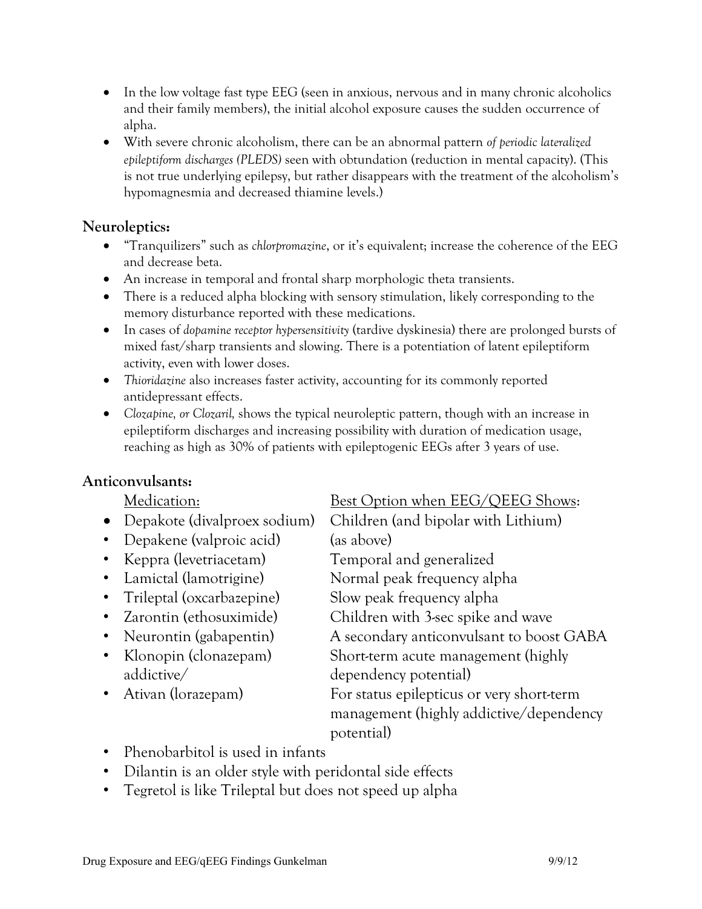- In the low voltage fast type EEG (seen in anxious, nervous and in many chronic alcoholics and their family members), the initial alcohol exposure causes the sudden occurrence of alpha.
- With severe chronic alcoholism, there can be an abnormal pattern *of periodic lateralized epileptiform discharges (PLEDS)* seen with obtundation (reduction in mental capacity). (This is not true underlying epilepsy, but rather disappears with the treatment of the alcoholism's hypomagnesmia and decreased thiamine levels.)

## Neuroleptics:

- "Tranquilizers" such as *chlorpromazine*, or it's equivalent; increase the coherence of the EEG and decrease beta.
- An increase in temporal and frontal sharp morphologic theta transients.
- There is a reduced alpha blocking with sensory stimulation, likely corresponding to the memory disturbance reported with these medications.
- In cases of *dopamine receptor hypersensitivity* (tardive dyskinesia) there are prolonged bursts of mixed fast/sharp transients and slowing. There is a potentiation of latent epileptiform activity, even with lower doses.
- *Thioridazine* also increases faster activity, accounting for its commonly reported antidepressant effects.
- *Clozapine, or Clozaril,* shows the typical neuroleptic pattern, though with an increase in epileptiform discharges and increasing possibility with duration of medication usage, reaching as high as 30% of patients with epileptogenic EEGs after 3 years of use.

## Anticonvulsants:

| Medication: | Best Option when EEG/QEEG Shows: |
|---|---|
| Depakote (divalproex sodium) | Children (and bipolar with Lithium) |
| Depakene (valproic acid) | (as above) |
| Keppra (levetriacetam) | Temporal and generalized |
| Lamictal (lamotrigine) | Normal peak frequency alpha |
| Trileptal (oxcarbazepine) | Slow peak frequency alpha |
| Zarontin (ethosuximide) | Children with 3-sec spike and wave |
| Neurontin (gabapentin) | A secondary anticonvulsant to boost GABA |
| Klonopin (clonazepam) addictive/ | Short-term acute management (highly dependency potential) |
| Ativan (lorazepam) | For status epilepticus or very short-term management (highly addictive/dependency potential) |

- Phenobarbitol is used in infants
- Dilantin is an older style with peridontal side effects
- Tegretol is like Trileptal but does not speed up alpha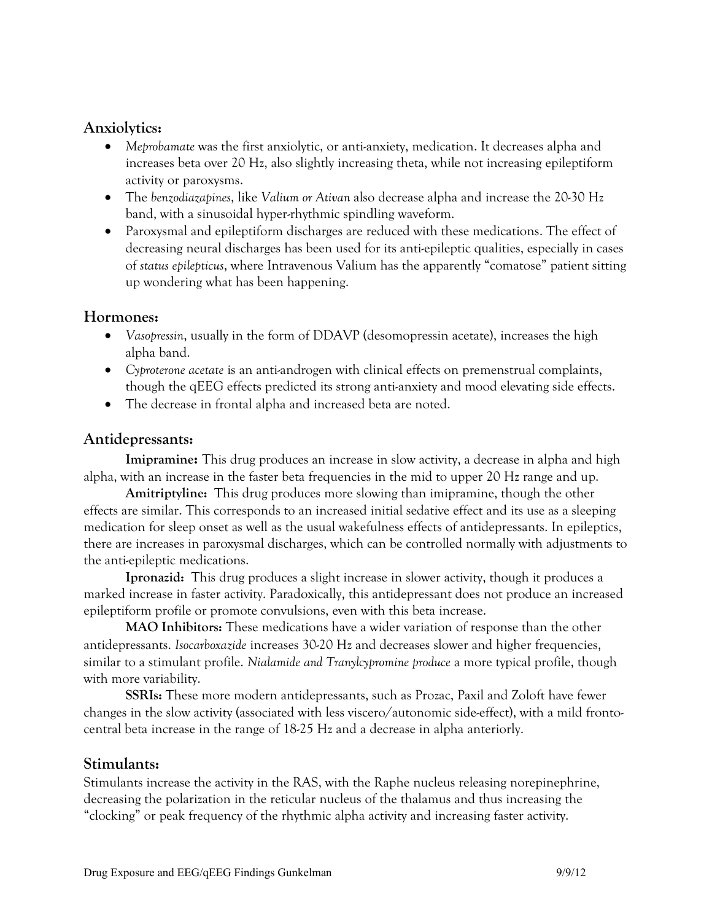## Anxiolytics:

- *Meprobamate* was the first anxiolytic, or anti-anxiety, medication. It decreases alpha and increases beta over 20 Hz, also slightly increasing theta, while not increasing epileptiform activity or paroxysms.
- The *benzodiazapines*, like *Valium or Ativan* also decrease alpha and increase the 20-30 Hz band, with a sinusoidal hyper-rhythmic spindling waveform.
- Paroxysmal and epileptiform discharges are reduced with these medications. The effect of decreasing neural discharges has been used for its anti-epileptic qualities, especially in cases of *status epilepticus*, where Intravenous Valium has the apparently "comatose" patient sitting up wondering what has been happening.

## Hormones:

- *Vasopressin*, usually in the form of DDAVP (desomopressin acetate), increases the high alpha band.
- *Cyproterone acetate* is an anti-androgen with clinical effects on premenstrual complaints, though the qEEG effects predicted its strong anti-anxiety and mood elevating side effects.
- The decrease in frontal alpha and increased beta are noted.

## Antidepressants:

**Imipramine:** This drug produces an increase in slow activity, a decrease in alpha and high alpha, with an increase in the faster beta frequencies in the mid to upper 20 Hz range and up.

**Amitriptyline:** This drug produces more slowing than imipramine, though the other effects are similar. This corresponds to an increased initial sedative effect and its use as a sleeping medication for sleep onset as well as the usual wakefulness effects of antidepressants. In epileptics, there are increases in paroxysmal discharges, which can be controlled normally with adjustments to the anti-epileptic medications.

**Ipronazid:** This drug produces a slight increase in slower activity, though it produces a marked increase in faster activity. Paradoxically, this antidepressant does not produce an increased epileptiform profile or promote convulsions, even with this beta increase.

**MAO Inhibitors:** These medications have a wider variation of response than the other antidepressants. *Isocarboxazide* increases 30-20 Hz and decreases slower and higher frequencies, similar to a stimulant profile. *Nialamide and Tranylcypromine produce* a more typical profile, though with more variability.

**SSRIs:** These more modern antidepressants, such as Prozac, Paxil and Zoloft have fewer changes in the slow activity (associated with less viscero/autonomic side-effect), with a mild fronto-central beta increase in the range of 18-25 Hz and a decrease in alpha anteriorly.

## Stimulants:

Stimulants increase the activity in the RAS, with the Raphe nucleus releasing norepinephrine, decreasing the polarization in the reticular nucleus of the thalamus and thus increasing the "clocking" or peak frequency of the rhythmic alpha activity and increasing faster activity.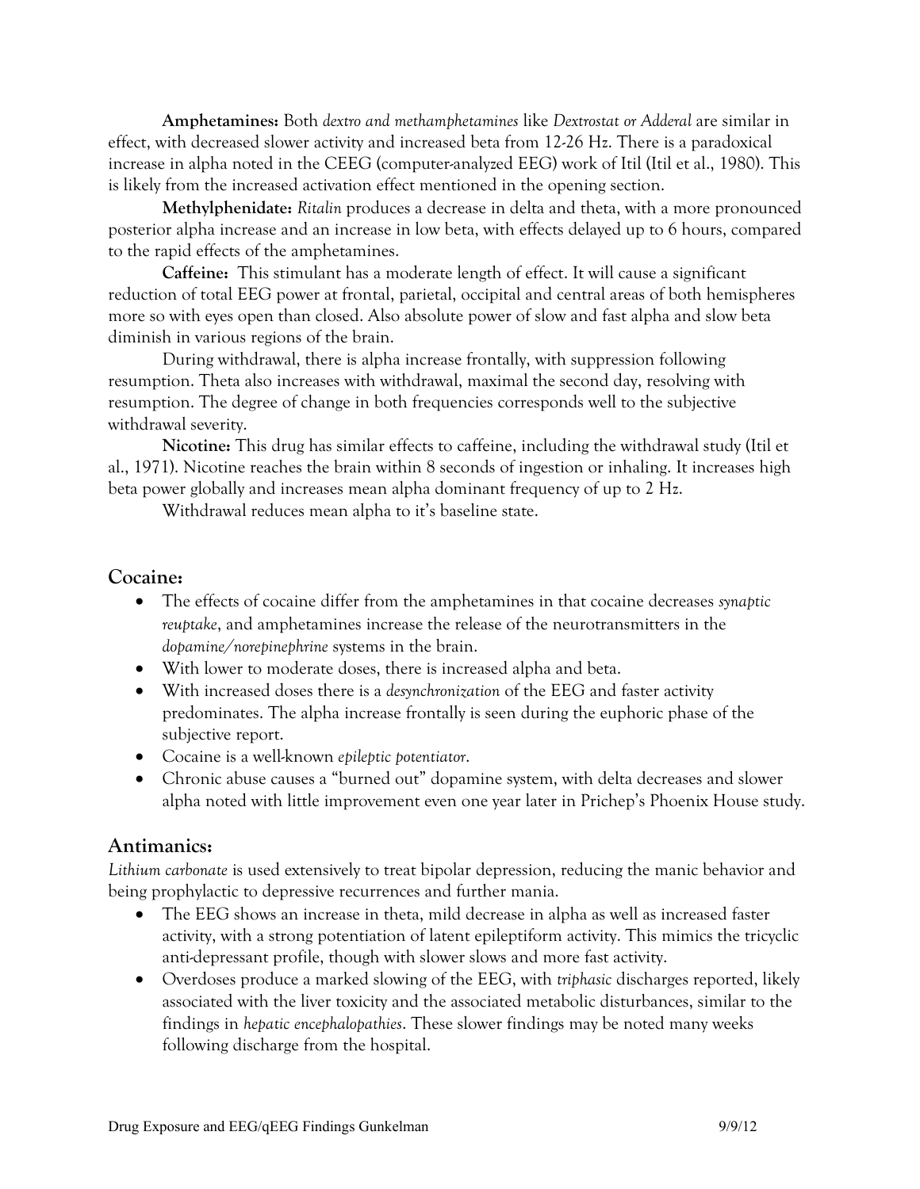**Amphetamines:** Both *dextro and methamphetamines* like *Dextrostat or Adderal* are similar in effect, with decreased slower activity and increased beta from 12-26 Hz. There is a paradoxical increase in alpha noted in the CEEG (computer-analyzed EEG) work of Itil (Itil et al., 1980). This is likely from the increased activation effect mentioned in the opening section.

**Methylphenidate:** *Ritalin* produces a decrease in delta and theta, with a more pronounced posterior alpha increase and an increase in low beta, with effects delayed up to 6 hours, compared to the rapid effects of the amphetamines.

**Caffeine:** This stimulant has a moderate length of effect. It will cause a significant reduction of total EEG power at frontal, parietal, occipital and central areas of both hemispheres more so with eyes open than closed. Also absolute power of slow and fast alpha and slow beta diminish in various regions of the brain.

During withdrawal, there is alpha increase frontally, with suppression following resumption. Theta also increases with withdrawal, maximal the second day, resolving with resumption. The degree of change in both frequencies corresponds well to the subjective withdrawal severity.

**Nicotine:** This drug has similar effects to caffeine, including the withdrawal study (Itil et al., 1971). Nicotine reaches the brain within 8 seconds of ingestion or inhaling. It increases high beta power globally and increases mean alpha dominant frequency of up to 2 Hz.

Withdrawal reduces mean alpha to it's baseline state.

## Cocaine:

- The effects of cocaine differ from the amphetamines in that cocaine decreases *synaptic reuptake*, and amphetamines increase the release of the neurotransmitters in the *dopamine/norepinephrine* systems in the brain.
- With lower to moderate doses, there is increased alpha and beta.
- With increased doses there is a *desynchronization* of the EEG and faster activity predominates. The alpha increase frontally is seen during the euphoric phase of the subjective report.
- Cocaine is a well-known *epileptic potentiator*.
- Chronic abuse causes a "burned out" dopamine system, with delta decreases and slower alpha noted with little improvement even one year later in Prichep's Phoenix House study.

## Antimanics:

*Lithium carbonate* is used extensively to treat bipolar depression, reducing the manic behavior and being prophylactic to depressive recurrences and further mania.

- The EEG shows an increase in theta, mild decrease in alpha as well as increased faster activity, with a strong potentiation of latent epileptiform activity. This mimics the tricyclic anti-depressant profile, though with slower slows and more fast activity.
- Overdoses produce a marked slowing of the EEG, with *triphasic* discharges reported, likely associated with the liver toxicity and the associated metabolic disturbances, similar to the findings in *hepatic encephalopathies*. These slower findings may be noted many weeks following discharge from the hospital.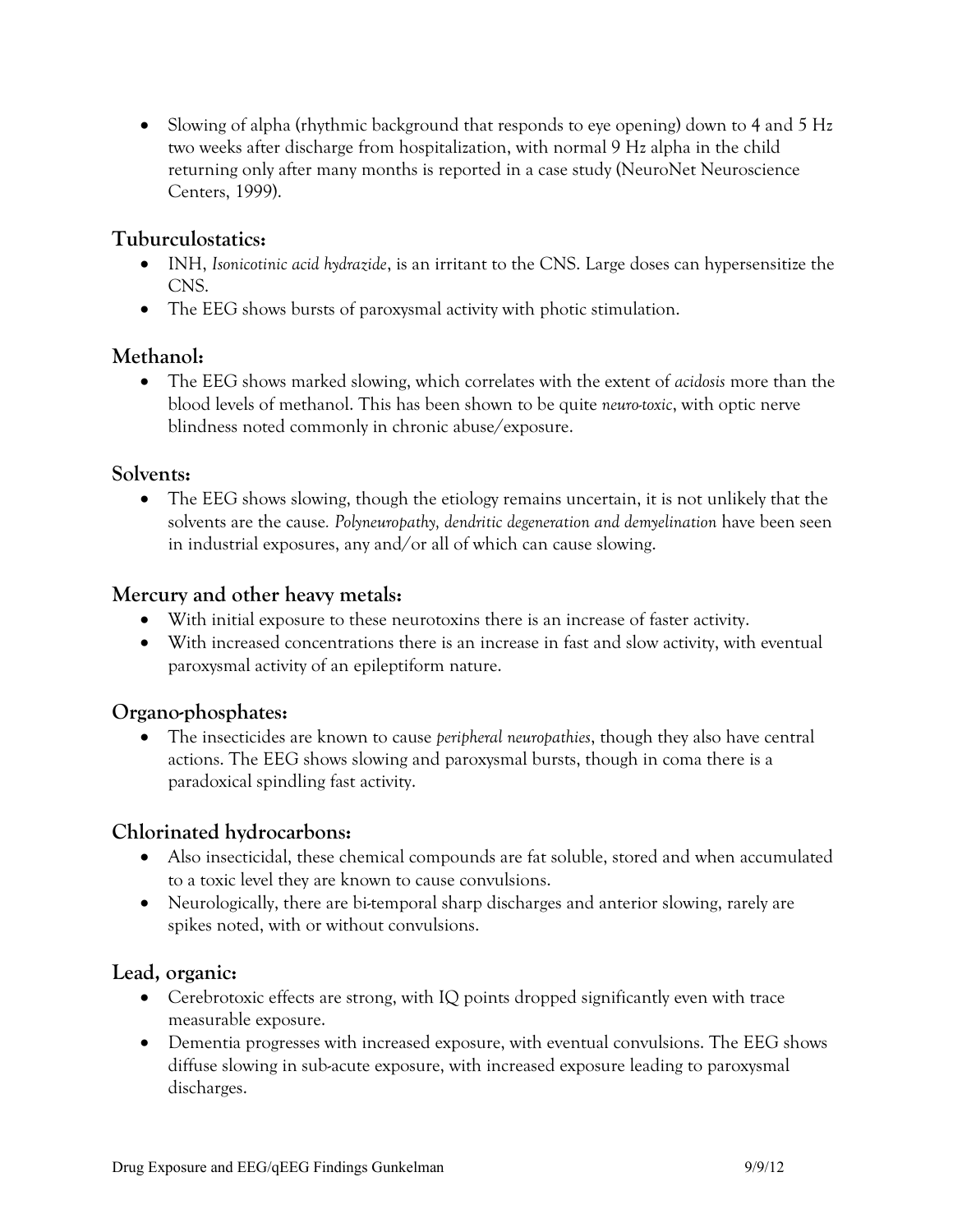- Slowing of alpha (rhythmic background that responds to eye opening) down to 4 and 5 Hz two weeks after discharge from hospitalization, with normal 9 Hz alpha in the child returning only after many months is reported in a case study (NeuroNet Neuroscience Centers, 1999).

## Tuburculostatics:

- INH, *Isonicotinic acid hydrazide*, is an irritant to the CNS. Large doses can hypersensitize the CNS.
- The EEG shows bursts of paroxysmal activity with photic stimulation.

## Methanol:

- The EEG shows marked slowing, which correlates with the extent of *acidosis* more than the blood levels of methanol. This has been shown to be quite *neuro-toxic*, with optic nerve blindness noted commonly in chronic abuse/exposure.

## Solvents:

- The EEG shows slowing, though the etiology remains uncertain, it is not unlikely that the solvents are the cause*. Polyneuropathy, dendritic degeneration and demyelination* have been seen in industrial exposures, any and/or all of which can cause slowing.

## Mercury and other heavy metals:

- With initial exposure to these neurotoxins there is an increase of faster activity.
- With increased concentrations there is an increase in fast and slow activity, with eventual paroxysmal activity of an epileptiform nature.

## Organo-phosphates:

- The insecticides are known to cause *peripheral neuropathies*, though they also have central actions. The EEG shows slowing and paroxysmal bursts, though in coma there is a paradoxical spindling fast activity.

## Chlorinated hydrocarbons:

- Also insecticidal, these chemical compounds are fat soluble, stored and when accumulated to a toxic level they are known to cause convulsions.
- Neurologically, there are bi-temporal sharp discharges and anterior slowing, rarely are spikes noted, with or without convulsions.

## Lead, organic:

- Cerebrotoxic effects are strong, with IQ points dropped significantly even with trace measurable exposure.
- Dementia progresses with increased exposure, with eventual convulsions. The EEG shows diffuse slowing in sub-acute exposure, with increased exposure leading to paroxysmal discharges.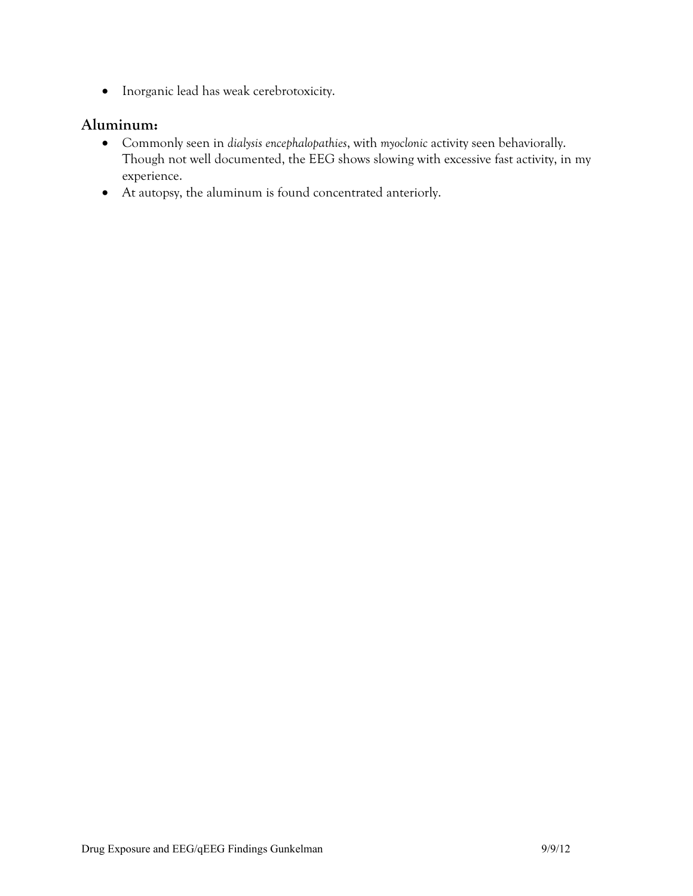- Inorganic lead has weak cerebrotoxicity.

## Aluminum:

- Commonly seen in *dialysis encephalopathies*, with *myoclonic* activity seen behaviorally. Though not well documented, the EEG shows slowing with excessive fast activity, in my experience.
- At autopsy, the aluminum is found concentrated anteriorly.